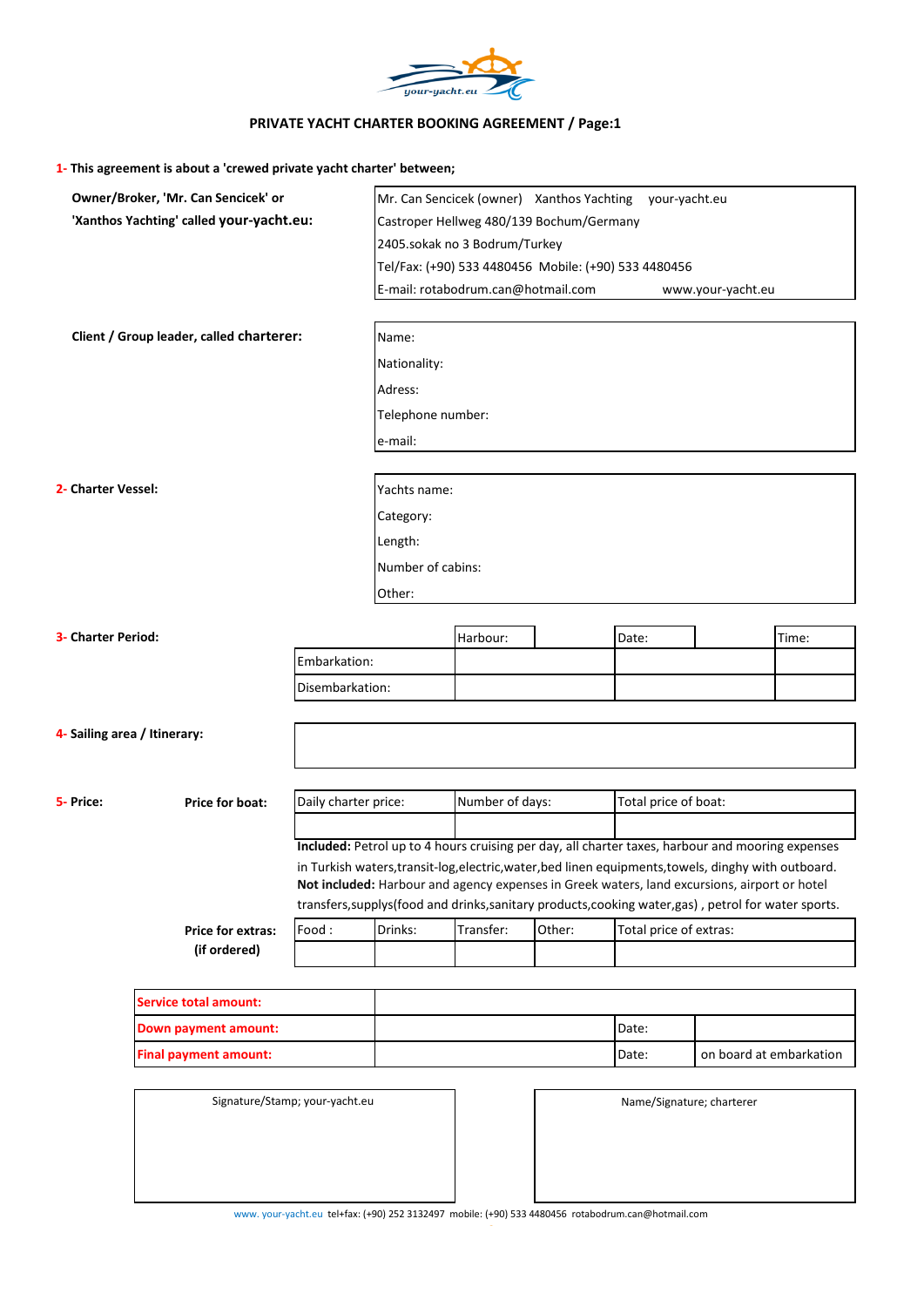# PRIVATE YACHT CHARTER BOOKING AGREEMENT / Page:1

**1- This agreement is about a 'crewed private yacht charter' between;**

| | |
|---|---|
| **Owner/Broker, 'Mr. Can Sencicek' or 'Xanthos Yachting' called your-yacht.eu:** | Mr. Can Sencicek (owner) Xanthos Yachting your-yacht.eu<br>Castroper Hellweg 480/139 Bochum/Germany<br>2405.sokak no 3 Bodrum/Turkey<br>Tel/Fax: (+90) 533 4480456 Mobile: (+90) 533 4480456<br>E-mail: rotabodrum.can@hotmail.com www.your-yacht.eu |

| | |
|---|---|
| **Client / Group leader, called charterer:** | Name:<br>Nationality:<br>Adress:<br>Telephone number:<br>e-mail: |

| | |
|---|---|
| **2- Charter Vessel:** | Yachts name:<br>Category:<br>Length:<br>Number of cabins:<br>Other: |

**3- Charter Period:**

| | Harbour: | Date: | Time: |
|---|---|---|---|
| Embarkation: | | | |
| Disembarkation: | | | |

**4- Sailing area / Itinerary:**

| |
|---|
| |

**5- Price:**

**Price for boat:**

| Daily charter price: | Number of days: | Total price of boat: |
|---|---|---|
| | | |

**Included:** Petrol up to 4 hours cruising per day, all charter taxes, harbour and mooring expenses in Turkish waters,transit-log,electric,water,bed linen equipments,towels, dinghy with outboard.
**Not included:** Harbour and agency expenses in Greek waters, land excursions, airport or hotel transfers,supplys(food and drinks,sanitary products,cooking water,gas) , petrol for water sports.

**Price for extras: (if ordered)**

| Food : | Drinks: | Transfer: | Other: | Total price of extras: |
|---|---|---|---|---|
| | | | | |

| | | | |
|---|---|---|---|
| **Service total amount:** | | | |
| **Down payment amount:** | | Date: | |
| **Final payment amount:** | | Date: | on board at embarkation |

| Signature/Stamp; your-yacht.eu | Name/Signature; charterer |
|---|---|
| | |

www. your-yacht.eu tel+fax: (+90) 252 3132497 mobile: (+90) 533 4480456 rotabodrum.can@hotmail.com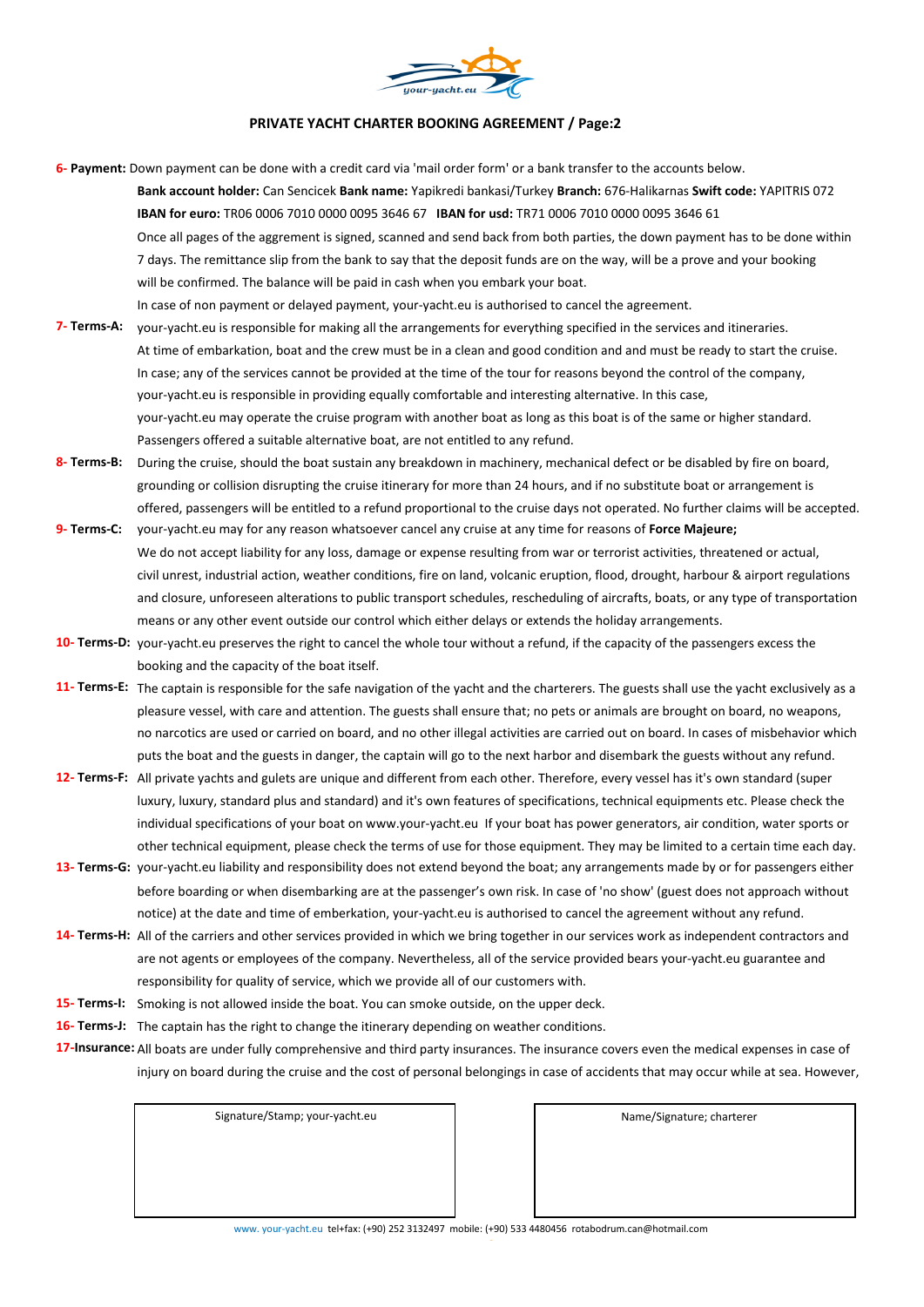## PRIVATE YACHT CHARTER BOOKING AGREEMENT / Page:2

**6- Payment:** Down payment can be done with a credit card via 'mail order form' or a bank transfer to the accounts below.

**Bank account holder:** Can Sencicek **Bank name:** Yapikredi bankasi/Turkey **Branch:** 676-Halikarnas **Swift code:** YAPITRIS 072
**IBAN for euro:** TR06 0006 7010 0000 0095 3646 67 **IBAN for usd:** TR71 0006 7010 0000 0095 3646 61

Once all pages of the aggrement is signed, scanned and send back from both parties, the down payment has to be done within 7 days. The remittance slip from the bank to say that the deposit funds are on the way, will be a prove and your booking will be confirmed. The balance will be paid in cash when you embark your boat.

In case of non payment or delayed payment, your-yacht.eu is authorised to cancel the agreement.

**7- Terms-A:** your-yacht.eu is responsible for making all the arrangements for everything specified in the services and itineraries. At time of embarkation, boat and the crew must be in a clean and good condition and and must be ready to start the cruise. In case; any of the services cannot be provided at the time of the tour for reasons beyond the control of the company, your-yacht.eu is responsible in providing equally comfortable and interesting alternative. In this case, your-yacht.eu may operate the cruise program with another boat as long as this boat is of the same or higher standard. Passengers offered a suitable alternative boat, are not entitled to any refund.

**8- Terms-B:** During the cruise, should the boat sustain any breakdown in machinery, mechanical defect or be disabled by fire on board, grounding or collision disrupting the cruise itinerary for more than 24 hours, and if no substitute boat or arrangement is offered, passengers will be entitled to a refund proportional to the cruise days not operated. No further claims will be accepted.

**9- Terms-C:** your-yacht.eu may for any reason whatsoever cancel any cruise at any time for reasons of **Force Majeure;**
We do not accept liability for any loss, damage or expense resulting from war or terrorist activities, threatened or actual, civil unrest, industrial action, weather conditions, fire on land, volcanic eruption, flood, drought, harbour & airport regulations and closure, unforeseen alterations to public transport schedules, rescheduling of aircrafts, boats, or any type of transportation means or any other event outside our control which either delays or extends the holiday arrangements.

**10- Terms-D:** your-yacht.eu preserves the right to cancel the whole tour without a refund, if the capacity of the passengers excess the booking and the capacity of the boat itself.

**11- Terms-E:** The captain is responsible for the safe navigation of the yacht and the charterers. The guests shall use the yacht exclusively as a pleasure vessel, with care and attention. The guests shall ensure that; no pets or animals are brought on board, no weapons, no narcotics are used or carried on board, and no other illegal activities are carried out on board. In cases of misbehavior which puts the boat and the guests in danger, the captain will go to the next harbor and disembark the guests without any refund.

**12- Terms-F:** All private yachts and gulets are unique and different from each other. Therefore, every vessel has it's own standard (super luxury, luxury, standard plus and standard) and it's own features of specifications, technical equipments etc. Please check the individual specifications of your boat on www.your-yacht.eu If your boat has power generators, air condition, water sports or other technical equipment, please check the terms of use for those equipment. They may be limited to a certain time each day.

**13- Terms-G:** your-yacht.eu liability and responsibility does not extend beyond the boat; any arrangements made by or for passengers either before boarding or when disembarking are at the passenger's own risk. In case of 'no show' (guest does not approach without notice) at the date and time of emberkation, your-yacht.eu is authorised to cancel the agreement without any refund.

**14- Terms-H:** All of the carriers and other services provided in which we bring together in our services work as independent contractors and are not agents or employees of the company. Nevertheless, all of the service provided bears your-yacht.eu guarantee and responsibility for quality of service, which we provide all of our customers with.

**15- Terms-I:** Smoking is not allowed inside the boat. You can smoke outside, on the upper deck.

**16- Terms-J:** The captain has the right to change the itinerary depending on weather conditions.

**17-Insurance:** All boats are under fully comprehensive and third party insurances. The insurance covers even the medical expenses in case of injury on board during the cruise and the cost of personal belongings in case of accidents that may occur while at sea. However,

| Signature/Stamp; your-yacht.eu | Name/Signature; charterer |
|---|---|
| | |

www. your-yacht.eu tel+fax: (+90) 252 3132497 mobile: (+90) 533 4480456 rotabodrum.can@hotmail.com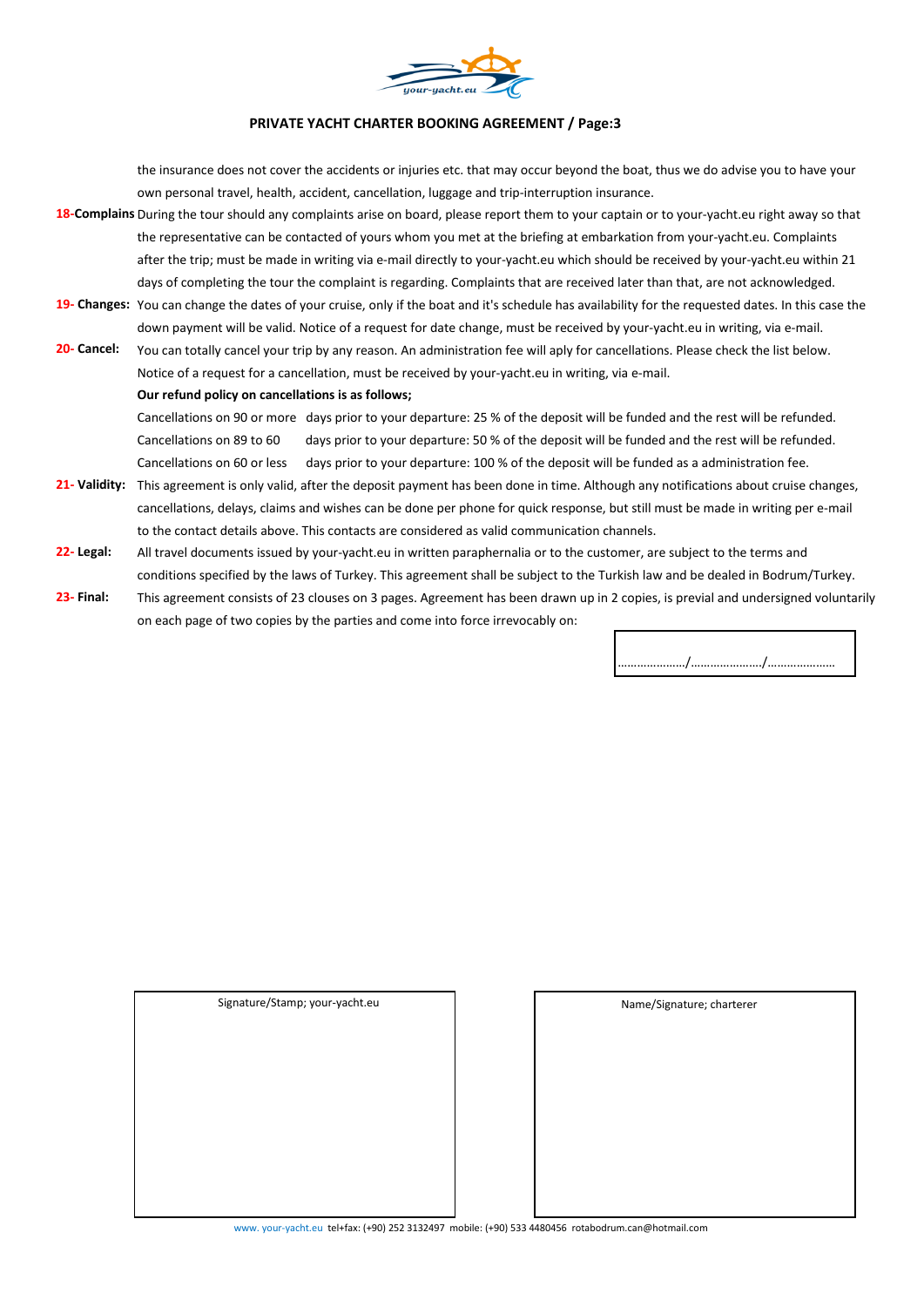## PRIVATE YACHT CHARTER BOOKING AGREEMENT / Page:3

the insurance does not cover the accidents or injuries etc. that may occur beyond the boat, thus we do advise you to have your own personal travel, health, accident, cancellation, luggage and trip-interruption insurance.

**18-Complains** During the tour should any complaints arise on board, please report them to your captain or to your-yacht.eu right away so that the representative can be contacted of yours whom you met at the briefing at embarkation from your-yacht.eu. Complaints after the trip; must be made in writing via e-mail directly to your-yacht.eu which should be received by your-yacht.eu within 21 days of completing the tour the complaint is regarding. Complaints that are received later than that, are not acknowledged.

**19- Changes:** You can change the dates of your cruise, only if the boat and it's schedule has availability for the requested dates. In this case the down payment will be valid. Notice of a request for date change, must be received by your-yacht.eu in writing, via e-mail.

**20- Cancel:** You can totally cancel your trip by any reason. An administration fee will aply for cancellations. Please check the list below. Notice of a request for a cancellation, must be received by your-yacht.eu in writing, via e-mail.

**Our refund policy on cancellations is as follows;**

| | |
|---|---|
| Cancellations on 90 or more | days prior to your departure: 25 % of the deposit will be funded and the rest will be refunded. |
| Cancellations on 89 to 60 | days prior to your departure: 50 % of the deposit will be funded and the rest will be refunded. |
| Cancellations on 60 or less | days prior to your departure: 100 % of the deposit will be funded as a administration fee. |

**21- Validity:** This agreement is only valid, after the deposit payment has been done in time. Although any notifications about cruise changes, cancellations, delays, claims and wishes can be done per phone for quick response, but still must be made in writing per e-mail to the contact details above. This contacts are considered as valid communication channels.

**22- Legal:** All travel documents issued by your-yacht.eu in written paraphernalia or to the customer, are subject to the terms and conditions specified by the laws of Turkey. This agreement shall be subject to the Turkish law and be dealed in Bodrum/Turkey.

**23- Final:** This agreement consists of 23 clouses on 3 pages. Agreement has been drawn up in 2 copies, is previal and undersigned voluntarily on each page of two copies by the parties and come into force irrevocably on:

…………………/…………………../…………………

| Signature/Stamp; your-yacht.eu | Name/Signature; charterer |
|---|---|
| | |

www. your-yacht.eu tel+fax: (+90) 252 3132497 mobile: (+90) 533 4480456 rotabodrum.can@hotmail.com